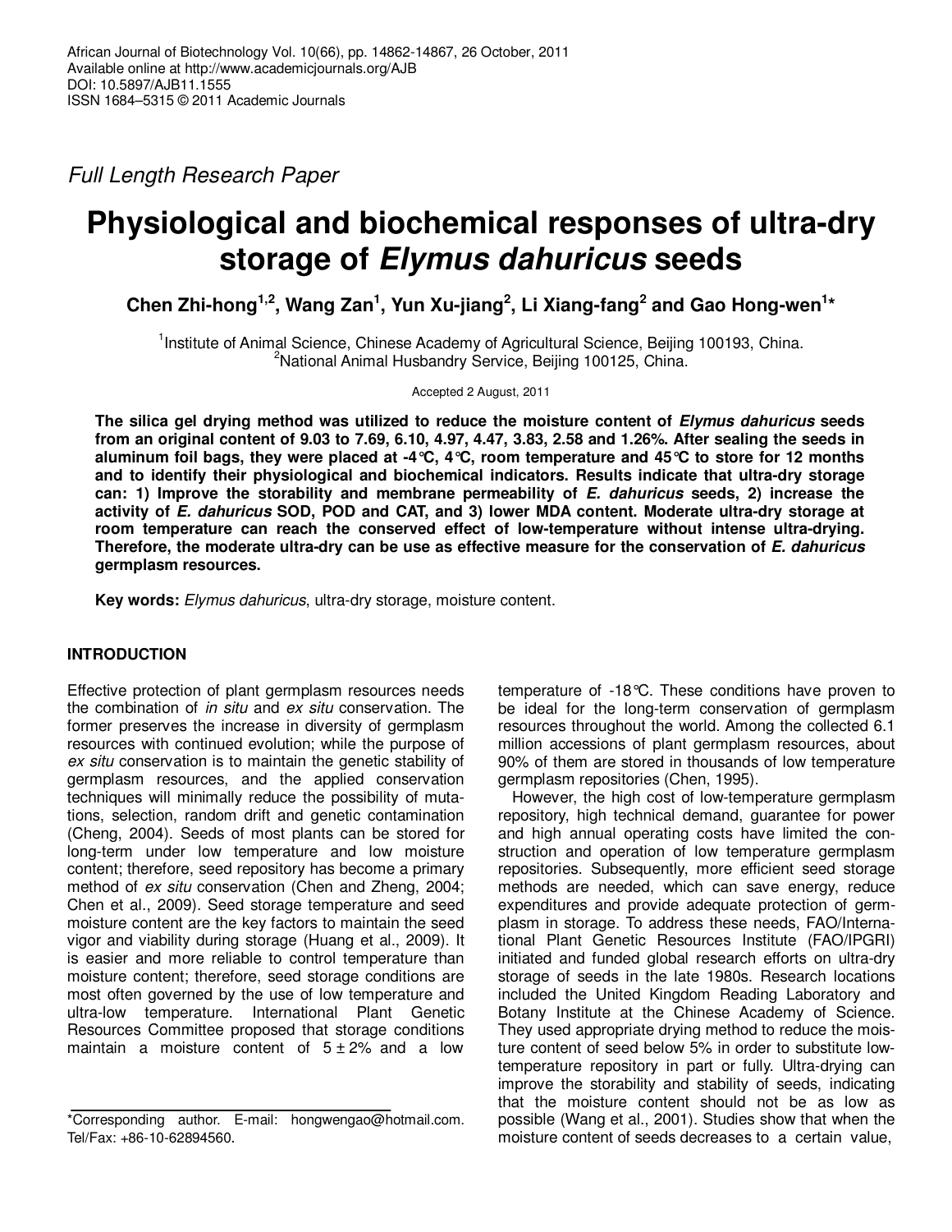*Full Length Research Paper*

# Physiological and biochemical responses of ultra-dry storage of *Elymus dahuricus* seeds

**Chen Zhi-hong[1,2], Wang Zan[1], Yun Xu-jiang[2], Li Xiang-fang[2] and Gao Hong-wen[1]***

[1]Institute of Animal Science, Chinese Academy of Agricultural Science, Beijing 100193, China.
[2]National Animal Husbandry Service, Beijing 100125, China.

Accepted 2 August, 2011

**The silica gel drying method was utilized to reduce the moisture content of *Elymus dahuricus* seeds from an original content of 9.03 to 7.69, 6.10, 4.97, 4.47, 3.83, 2.58 and 1.26%. After sealing the seeds in aluminum foil bags, they were placed at -4°C, 4°C, room temperature and 45°C to store for 12 months and to identify their physiological and biochemical indicators. Results indicate that ultra-dry storage can: 1) Improve the storability and membrane permeability of *E. dahuricus* seeds, 2) increase the activity of *E. dahuricus* SOD, POD and CAT, and 3) lower MDA content. Moderate ultra-dry storage at room temperature can reach the conserved effect of low-temperature without intense ultra-drying. Therefore, the moderate ultra-dry can be use as effective measure for the conservation of *E. dahuricus* germplasm resources.**

**Key words:** *Elymus dahuricus*, ultra-dry storage, moisture content.

## INTRODUCTION

Effective protection of plant germplasm resources needs the combination of *in situ* and *ex situ* conservation. The former preserves the increase in diversity of germplasm resources with continued evolution; while the purpose of *ex situ* conservation is to maintain the genetic stability of germplasm resources, and the applied conservation techniques will minimally reduce the possibility of mutations, selection, random drift and genetic contamination (Cheng, 2004). Seeds of most plants can be stored for long-term under low temperature and low moisture content; therefore, seed repository has become a primary method of *ex situ* conservation (Chen and Zheng, 2004; Chen et al., 2009). Seed storage temperature and seed moisture content are the key factors to maintain the seed vigor and viability during storage (Huang et al., 2009). It is easier and more reliable to control temperature than moisture content; therefore, seed storage conditions are most often governed by the use of low temperature and ultra-low temperature. International Plant Genetic Resources Committee proposed that storage conditions maintain a moisture content of 5 ± 2% and a low temperature of -18°C. These conditions have proven to be ideal for the long-term conservation of germplasm resources throughout the world. Among the collected 6.1 million accessions of plant germplasm resources, about 90% of them are stored in thousands of low temperature germplasm repositories (Chen, 1995).

However, the high cost of low-temperature germplasm repository, high technical demand, guarantee for power and high annual operating costs have limited the construction and operation of low temperature germplasm repositories. Subsequently, more efficient seed storage methods are needed, which can save energy, reduce expenditures and provide adequate protection of germplasm in storage. To address these needs, FAO/International Plant Genetic Resources Institute (FAO/IPGRI) initiated and funded global research efforts on ultra-dry storage of seeds in the late 1980s. Research locations included the United Kingdom Reading Laboratory and Botany Institute at the Chinese Academy of Science. They used appropriate drying method to reduce the moisture content of seed below 5% in order to substitute low-temperature repository in part or fully. Ultra-drying can improve the storability and stability of seeds, indicating that the moisture content should not be as low as possible (Wang et al., 2001). Studies show that when the moisture content of seeds decreases to a certain value,

*Corresponding author. E-mail: hongwengao@hotmail.com. Tel/Fax: +86-10-62894560.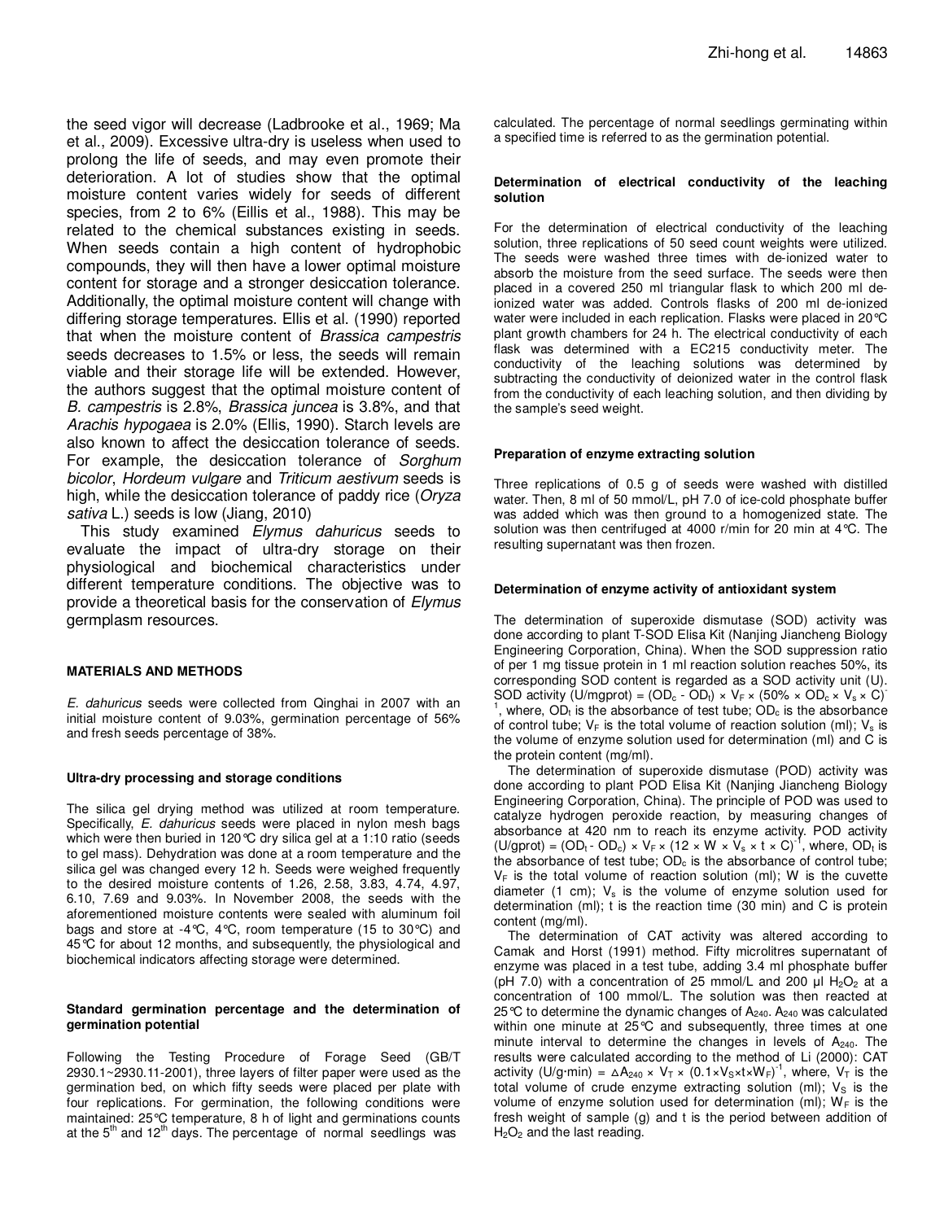the seed vigor will decrease (Ladbrooke et al., 1969; Ma et al., 2009). Excessive ultra-dry is useless when used to prolong the life of seeds, and may even promote their deterioration. A lot of studies show that the optimal moisture content varies widely for seeds of different species, from 2 to 6% (Eillis et al., 1988). This may be related to the chemical substances existing in seeds. When seeds contain a high content of hydrophobic compounds, they will then have a lower optimal moisture content for storage and a stronger desiccation tolerance. Additionally, the optimal moisture content will change with differing storage temperatures. Ellis et al. (1990) reported that when the moisture content of *Brassica campestris* seeds decreases to 1.5% or less, the seeds will remain viable and their storage life will be extended. However, the authors suggest that the optimal moisture content of *B. campestris* is 2.8%, *Brassica juncea* is 3.8%, and that *Arachis hypogaea* is 2.0% (Ellis, 1990). Starch levels are also known to affect the desiccation tolerance of seeds. For example, the desiccation tolerance of *Sorghum bicolor*, *Hordeum vulgare* and *Triticum aestivum* seeds is high, while the desiccation tolerance of paddy rice (*Oryza sativa* L.) seeds is low (Jiang, 2010)

This study examined *Elymus dahuricus* seeds to evaluate the impact of ultra-dry storage on their physiological and biochemical characteristics under different temperature conditions. The objective was to provide a theoretical basis for the conservation of *Elymus* germplasm resources.

## MATERIALS AND METHODS

*E. dahuricus* seeds were collected from Qinghai in 2007 with an initial moisture content of 9.03%, germination percentage of 56% and fresh seeds percentage of 38%.

### Ultra-dry processing and storage conditions

The silica gel drying method was utilized at room temperature. Specifically, *E. dahuricus* seeds were placed in nylon mesh bags which were then buried in 120°C dry silica gel at a 1:10 ratio (seeds to gel mass). Dehydration was done at a room temperature and the silica gel was changed every 12 h. Seeds were weighed frequently to the desired moisture contents of 1.26, 2.58, 3.83, 4.74, 4.97, 6.10, 7.69 and 9.03%. In November 2008, the seeds with the aforementioned moisture contents were sealed with aluminum foil bags and store at -4°C, 4°C, room temperature (15 to 30°C) and 45°C for about 12 months, and subsequently, the physiological and biochemical indicators affecting storage were determined.

### Standard germination percentage and the determination of germination potential

Following the Testing Procedure of Forage Seed (GB/T 2930.1~2930.11-2001), three layers of filter paper were used as the germination bed, on which fifty seeds were placed per plate with four replications. For germination, the following conditions were maintained: 25°C temperature, 8 h of light and germinations counts at the 5th and 12th days. The percentage of normal seedlings was calculated. The percentage of normal seedlings germinating within a specified time is referred to as the germination potential.

### Determination of electrical conductivity of the leaching solution

For the determination of electrical conductivity of the leaching solution, three replications of 50 seed count weights were utilized. The seeds were washed three times with de-ionized water to absorb the moisture from the seed surface. The seeds were then placed in a covered 250 ml triangular flask to which 200 ml de-ionized water was added. Controls flasks of 200 ml de-ionized water were included in each replication. Flasks were placed in 20°C plant growth chambers for 24 h. The electrical conductivity of each flask was determined with a EC215 conductivity meter. The conductivity of the leaching solutions was determined by subtracting the conductivity of deionized water in the control flask from the conductivity of each leaching solution, and then dividing by the sample's seed weight.

### Preparation of enzyme extracting solution

Three replications of 0.5 g of seeds were washed with distilled water. Then, 8 ml of 50 mmol/L, pH 7.0 of ice-cold phosphate buffer was added which was then ground to a homogenized state. The solution was then centrifuged at 4000 r/min for 20 min at 4°C. The resulting supernatant was then frozen.

### Determination of enzyme activity of antioxidant system

The determination of superoxide dismutase (SOD) activity was done according to plant T-SOD Elisa Kit (Nanjing Jiancheng Biology Engineering Corporation, China). When the SOD suppression ratio of per 1 mg tissue protein in 1 ml reaction solution reaches 50%, its corresponding SOD content is regarded as a SOD activity unit (U). SOD activity (U/mgprot) = $(OD_c - OD_t) \times V_F \times (50\% \times OD_c \times V_s \times C)^{-1}$, where, $OD_t$ is the absorbance of test tube; $OD_c$ is the absorbance of control tube; $V_F$ is the total volume of reaction solution (ml); $V_s$ is the volume of enzyme solution used for determination (ml) and C is the protein content (mg/ml).

The determination of superoxide dismutase (POD) activity was done according to plant POD Elisa Kit (Nanjing Jiancheng Biology Engineering Corporation, China). The principle of POD was used to catalyze hydrogen peroxide reaction, by measuring changes of absorbance at 420 nm to reach its enzyme activity. POD activity (U/gprot) = $(OD_t - OD_c) \times V_F \times (12 \times W \times V_s \times t \times C)^{-1}$, where, $OD_t$ is the absorbance of test tube; $OD_c$ is the absorbance of control tube; $V_F$ is the total volume of reaction solution (ml); W is the cuvette diameter (1 cm); $V_s$ is the volume of enzyme solution used for determination (ml); t is the reaction time (30 min) and C is protein content (mg/ml).

The determination of CAT activity was altered according to Camak and Horst (1991) method. Fifty microlitres supernatant of enzyme was placed in a test tube, adding 3.4 ml phosphate buffer (pH 7.0) with a concentration of 25 mmol/L and 200 µl $H_2O_2$ at a concentration of 100 mmol/L. The solution was then reacted at 25°C to determine the dynamic changes of $A_{240}$. $A_{240}$ was calculated within one minute at 25°C and subsequently, three times at one minute interval to determine the changes in levels of $A_{240}$. The results were calculated according to the method of Li (2000): CAT activity (U/g·min) = $\Delta A_{240} \times V_T \times (0.1 \times V_S \times t \times W_F)^{-1}$, where, $V_T$ is the total volume of crude enzyme extracting solution (ml); $V_S$ is the volume of enzyme solution used for determination (ml); $W_F$ is the fresh weight of sample (g) and t is the period between addition of $H_2O_2$ and the last reading.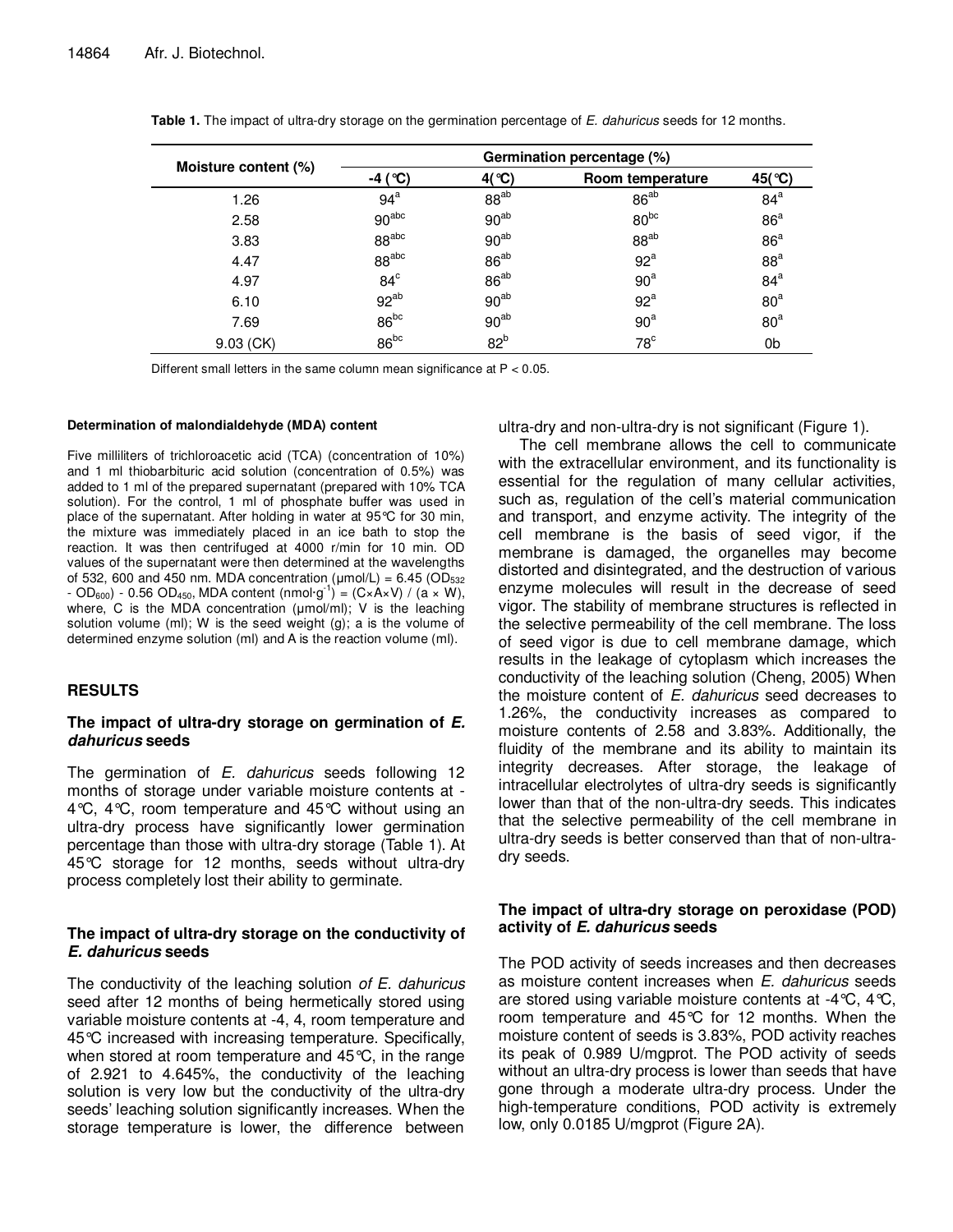**Table 1.** The impact of ultra-dry storage on the germination percentage of *E. dahuricus* seeds for 12 months.

| Moisture content (%) | Germination percentage (%) | | | |
|---|---|---|---|---|
| | -4 (℃) | 4(℃) | Room temperature | 45(℃) |
| 1.26 | $94^{a}$ | $88^{ab}$ | $86^{ab}$ | $84^{a}$ |
| 2.58 | $90^{abc}$ | $90^{ab}$ | $80^{bc}$ | $86^{a}$ |
| 3.83 | $88^{abc}$ | $90^{ab}$ | $88^{ab}$ | $86^{a}$ |
| 4.47 | $88^{abc}$ | $86^{ab}$ | $92^{a}$ | $88^{a}$ |
| 4.97 | $84^{c}$ | $86^{ab}$ | $90^{a}$ | $84^{a}$ |
| 6.10 | $92^{ab}$ | $90^{ab}$ | $92^{a}$ | $80^{a}$ |
| 7.69 | $86^{bc}$ | $90^{ab}$ | $90^{a}$ | $80^{a}$ |
| 9.03 (CK) | $86^{bc}$ | $82^{b}$ | $78^{c}$ | 0b |

Different small letters in the same column mean significance at $P < 0.05$.

#### Determination of malondialdehyde (MDA) content

Five milliliters of trichloroacetic acid (TCA) (concentration of 10%) and 1 ml thiobarbituric acid solution (concentration of 0.5%) was added to 1 ml of the prepared supernatant (prepared with 10% TCA solution). For the control, 1 ml of phosphate buffer was used in place of the supernatant. After holding in water at 95℃ for 30 min, the mixture was immediately placed in an ice bath to stop the reaction. It was then centrifuged at 4000 r/min for 10 min. OD values of the supernatant were then determined at the wavelengths of 532, 600 and 450 nm. MDA concentration (μmol/L) = 6.45 ($OD_{532}$ - $OD_{600}$) - 0.56 $OD_{450}$, MDA content (nmol·g$^{-1}$) = (C×A×V) / (a × W), where, C is the MDA concentration (μmol/ml); V is the leaching solution volume (ml); W is the seed weight (g); a is the volume of determined enzyme solution (ml) and A is the reaction volume (ml).

## RESULTS

### The impact of ultra-dry storage on germination of *E. dahuricus* seeds

The germination of *E. dahuricus* seeds following 12 months of storage under variable moisture contents at -4℃, 4℃, room temperature and 45℃ without using an ultra-dry process have significantly lower germination percentage than those with ultra-dry storage (Table 1). At 45℃ storage for 12 months, seeds without ultra-dry process completely lost their ability to germinate.

### The impact of ultra-dry storage on the conductivity of *E. dahuricus* seeds

The conductivity of the leaching solution *of E. dahuricus* seed after 12 months of being hermetically stored using variable moisture contents at -4, 4, room temperature and 45℃ increased with increasing temperature. Specifically, when stored at room temperature and 45℃, in the range of 2.921 to 4.645%, the conductivity of the leaching solution is very low but the conductivity of the ultra-dry seeds' leaching solution significantly increases. When the storage temperature is lower, the difference between ultra-dry and non-ultra-dry is not significant (Figure 1).

The cell membrane allows the cell to communicate with the extracellular environment, and its functionality is essential for the regulation of many cellular activities, such as, regulation of the cell's material communication and transport, and enzyme activity. The integrity of the cell membrane is the basis of seed vigor, if the membrane is damaged, the organelles may become distorted and disintegrated, and the destruction of various enzyme molecules will result in the decrease of seed vigor. The stability of membrane structures is reflected in the selective permeability of the cell membrane. The loss of seed vigor is due to cell membrane damage, which results in the leakage of cytoplasm which increases the conductivity of the leaching solution (Cheng, 2005) When the moisture content of *E. dahuricus* seed decreases to 1.26%, the conductivity increases as compared to moisture contents of 2.58 and 3.83%. Additionally, the fluidity of the membrane and its ability to maintain its integrity decreases. After storage, the leakage of intracellular electrolytes of ultra-dry seeds is significantly lower than that of the non-ultra-dry seeds. This indicates that the selective permeability of the cell membrane in ultra-dry seeds is better conserved than that of non-ultra-dry seeds.

### The impact of ultra-dry storage on peroxidase (POD) activity of *E. dahuricus* seeds

The POD activity of seeds increases and then decreases as moisture content increases when *E. dahuricus* seeds are stored using variable moisture contents at -4℃, 4℃, room temperature and 45℃ for 12 months. When the moisture content of seeds is 3.83%, POD activity reaches its peak of 0.989 U/mgprot. The POD activity of seeds without an ultra-dry process is lower than seeds that have gone through a moderate ultra-dry process. Under the high-temperature conditions, POD activity is extremely low, only 0.0185 U/mgprot (Figure 2A).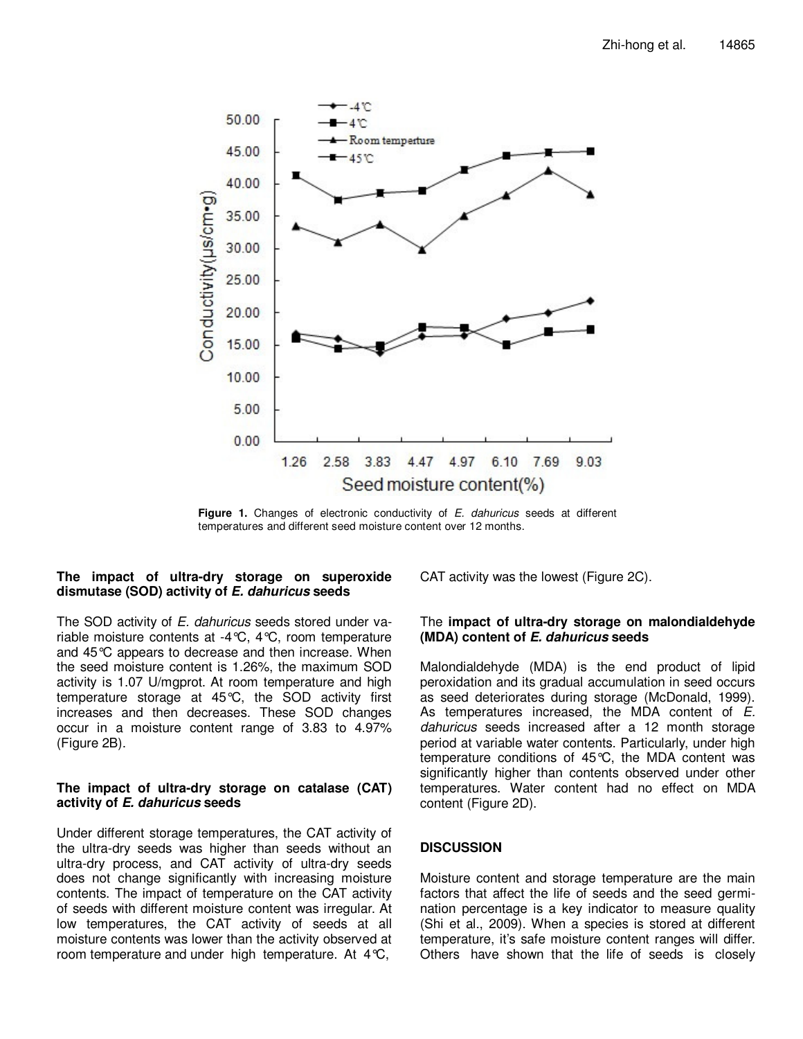Figure 1. Changes of electronic conductivity of *E. dahuricus* seeds at different temperatures and different seed moisture content over 12 months.

### The impact of ultra-dry storage on superoxide dismutase (SOD) activity of *E. dahuricus* seeds

The SOD activity of *E. dahuricus* seeds stored under variable moisture contents at -4°C, 4°C, room temperature and 45°C appears to decrease and then increase. When the seed moisture content is 1.26%, the maximum SOD activity is 1.07 U/mgprot. At room temperature and high temperature storage at 45°C, the SOD activity first increases and then decreases. These SOD changes occur in a moisture content range of 3.83 to 4.97% (Figure 2B).

### The impact of ultra-dry storage on catalase (CAT) activity of *E. dahuricus* seeds

Under different storage temperatures, the CAT activity of the ultra-dry seeds was higher than seeds without an ultra-dry process, and CAT activity of ultra-dry seeds does not change significantly with increasing moisture contents. The impact of temperature on the CAT activity of seeds with different moisture content was irregular. At low temperatures, the CAT activity of seeds at all moisture contents was lower than the activity observed at room temperature and under high temperature. At 4°C, CAT activity was the lowest (Figure 2C).

### The impact of ultra-dry storage on malondialdehyde (MDA) content of *E. dahuricus* seeds

Malondialdehyde (MDA) is the end product of lipid peroxidation and its gradual accumulation in seed occurs as seed deteriorates during storage (McDonald, 1999). As temperatures increased, the MDA content of *E. dahuricus* seeds increased after a 12 month storage period at variable water contents. Particularly, under high temperature conditions of 45°C, the MDA content was significantly higher than contents observed under other temperatures. Water content had no effect on MDA content (Figure 2D).

## DISCUSSION

Moisture content and storage temperature are the main factors that affect the life of seeds and the seed germination percentage is a key indicator to measure quality (Shi et al., 2009). When a species is stored at different temperature, it's safe moisture content ranges will differ. Others have shown that the life of seeds is closely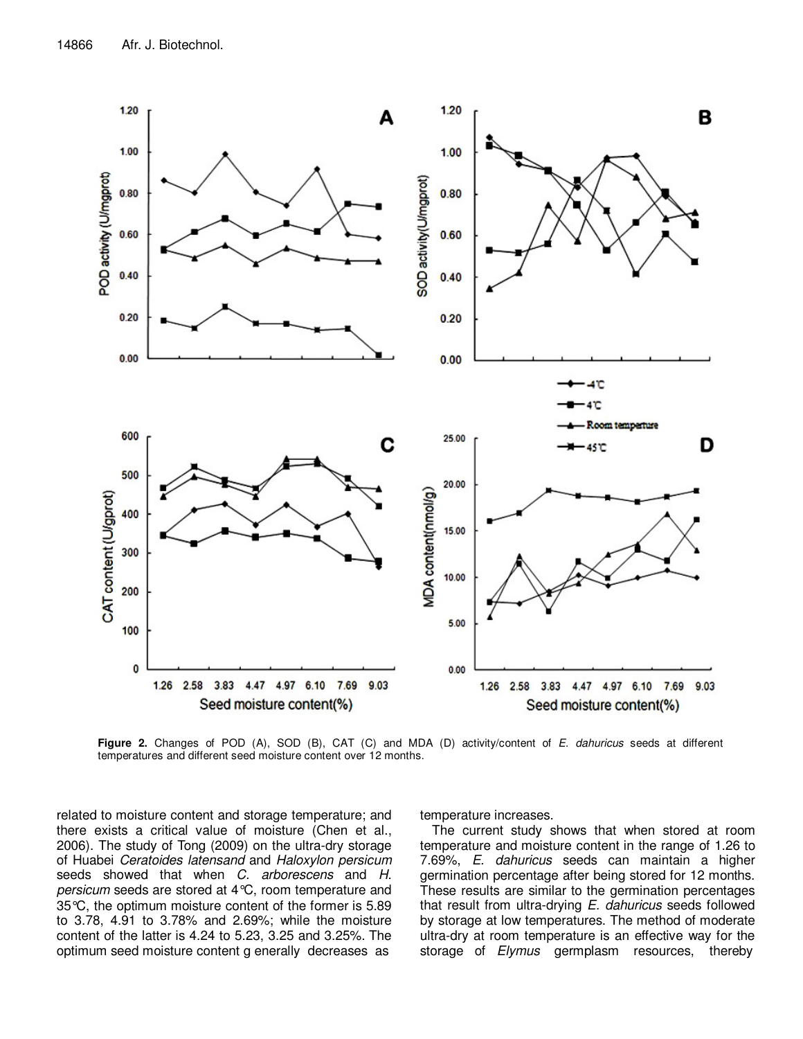**Figure 2.** Changes of POD (A), SOD (B), CAT (C) and MDA (D) activity/content of *E. dahuricus* seeds at different temperatures and different seed moisture content over 12 months.

related to moisture content and storage temperature; and there exists a critical value of moisture (Chen et al., 2006). The study of Tong (2009) on the ultra-dry storage of Huabei *Ceratoides latensand* and *Haloxylon persicum* seeds showed that when *C. arborescens* and *H. persicum* seeds are stored at 4°C, room temperature and 35°C, the optimum moisture content of the former is 5.89 to 3.78, 4.91 to 3.78% and 2.69%; while the moisture content of the latter is 4.24 to 5.23, 3.25 and 3.25%. The optimum seed moisture content g enerally decreases as temperature increases.

The current study shows that when stored at room temperature and moisture content in the range of 1.26 to 7.69%, *E. dahuricus* seeds can maintain a higher germination percentage after being stored for 12 months. These results are similar to the germination percentages that result from ultra-drying *E. dahuricus* seeds followed by storage at low temperatures. The method of moderate ultra-dry at room temperature is an effective way for the storage of *Elymus* germplasm resources, thereby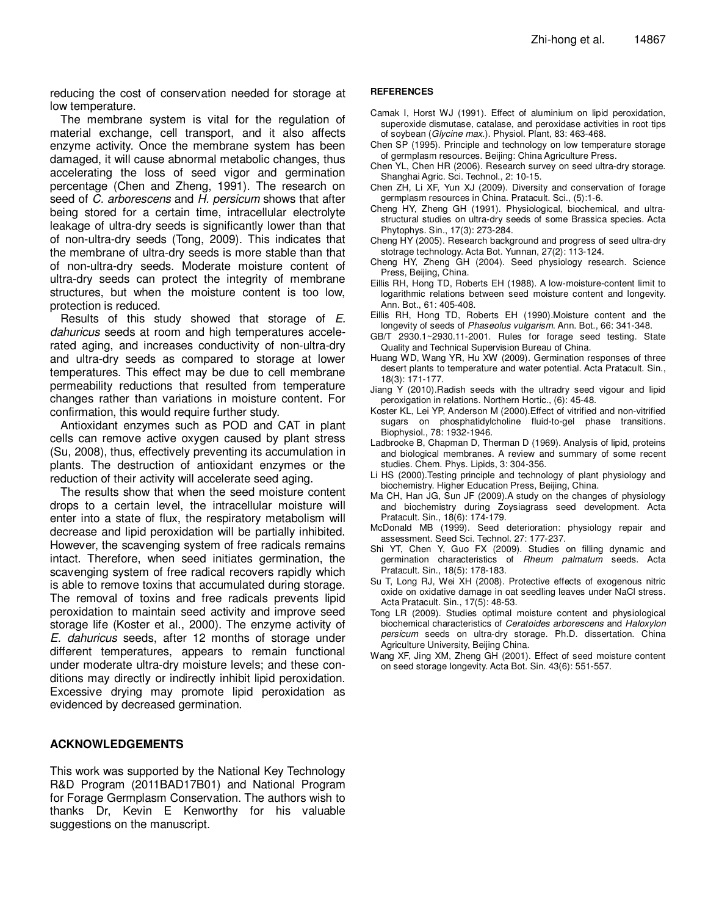reducing the cost of conservation needed for storage at low temperature.

The membrane system is vital for the regulation of material exchange, cell transport, and it also affects enzyme activity. Once the membrane system has been damaged, it will cause abnormal metabolic changes, thus accelerating the loss of seed vigor and germination percentage (Chen and Zheng, 1991). The research on seed of *C. arborescens* and *H. persicum* shows that after being stored for a certain time, intracellular electrolyte leakage of ultra-dry seeds is significantly lower than that of non-ultra-dry seeds (Tong, 2009). This indicates that the membrane of ultra-dry seeds is more stable than that of non-ultra-dry seeds. Moderate moisture content of ultra-dry seeds can protect the integrity of membrane structures, but when the moisture content is too low, protection is reduced.

Results of this study showed that storage of *E. dahuricus* seeds at room and high temperatures accelerated aging, and increases conductivity of non-ultra-dry and ultra-dry seeds as compared to storage at lower temperatures. This effect may be due to cell membrane permeability reductions that resulted from temperature changes rather than variations in moisture content. For confirmation, this would require further study.

Antioxidant enzymes such as POD and CAT in plant cells can remove active oxygen caused by plant stress (Su, 2008), thus, effectively preventing its accumulation in plants. The destruction of antioxidant enzymes or the reduction of their activity will accelerate seed aging.

The results show that when the seed moisture content drops to a certain level, the intracellular moisture will enter into a state of flux, the respiratory metabolism will decrease and lipid peroxidation will be partially inhibited. However, the scavenging system of free radicals remains intact. Therefore, when seed initiates germination, the scavenging system of free radical recovers rapidly which is able to remove toxins that accumulated during storage. The removal of toxins and free radicals prevents lipid peroxidation to maintain seed activity and improve seed storage life (Koster et al., 2000). The enzyme activity of *E. dahuricus* seeds, after 12 months of storage under different temperatures, appears to remain functional under moderate ultra-dry moisture levels; and these conditions may directly or indirectly inhibit lipid peroxidation. Excessive drying may promote lipid peroxidation as evidenced by decreased germination.

## ACKNOWLEDGEMENTS

This work was supported by the National Key Technology R&D Program (2011BAD17B01) and National Program for Forage Germplasm Conservation. The authors wish to thanks Dr, Kevin E Kenworthy for his valuable suggestions on the manuscript.

## REFERENCES

Camak I, Horst WJ (1991). Effect of aluminium on lipid peroxidation, superoxide dismutase, catalase, and peroxidase activities in root tips of soybean (*Glycine max.*). Physiol. Plant, 83: 463-468.

Chen SP (1995). Principle and technology on low temperature storage of germplasm resources. Beijing: China Agriculture Press.

Chen YL, Chen HR (2006). Research survey on seed ultra-dry storage. Shanghai Agric. Sci. Technol., 2: 10-15.

Chen ZH, Li XF, Yun XJ (2009). Diversity and conservation of forage germplasm resources in China. Pratacult. Sci., (5):1-6.

Cheng HY, Zheng GH (1991). Physiological, biochemical, and ultra-structural studies on ultra-dry seeds of some Brassica species. Acta Phytophys. Sin., 17(3): 273-284.

Cheng HY (2005). Research background and progress of seed ultra-dry stotrage technology. Acta Bot. Yunnan, 27(2): 113-124.

Cheng HY, Zheng GH (2004). Seed physiology research. Science Press, Beijing, China.

Eillis RH, Hong TD, Roberts EH (1988). A low-moisture-content limit to logarithmic relations between seed moisture content and longevity. Ann. Bot., 61: 405-408.

Eillis RH, Hong TD, Roberts EH (1990).Moisture content and the longevity of seeds of *Phaseolus vulgarism*. Ann. Bot., 66: 341-348.

GB/T 2930.1~2930.11-2001. Rules for forage seed testing. State Quality and Technical Supervision Bureau of China.

Huang WD, Wang YR, Hu XW (2009). Germination responses of three desert plants to temperature and water potential. Acta Pratacult. Sin., 18(3): 171-177.

Jiang Y (2010).Radish seeds with the ultradry seed vigour and lipid peroxigation in relations. Northern Hortic., (6): 45-48.

Koster KL, Lei YP, Anderson M (2000).Effect of vitrified and non-vitrified sugars on phosphatidylcholine fluid-to-gel phase transitions. Biophysiol., 78: 1932-1946.

Ladbrooke B, Chapman D, Therman D (1969). Analysis of lipid, proteins and biological membranes. A review and summary of some recent studies. Chem. Phys. Lipids, 3: 304-356.

Li HS (2000).Testing principle and technology of plant physiology and biochemistry. Higher Education Press, Beijing, China.

Ma CH, Han JG, Sun JF (2009).A study on the changes of physiology and biochemistry during Zoysiagrass seed development. Acta Pratacult. Sin., 18(6): 174-179.

McDonald MB (1999). Seed deterioration: physiology repair and assessment. Seed Sci. Technol. 27: 177-237.

Shi YT, Chen Y, Guo FX (2009). Studies on filling dynamic and germination characteristics of *Rheum palmatum* seeds. Acta Pratacult. Sin., 18(5): 178-183.

Su T, Long RJ, Wei XH (2008). Protective effects of exogenous nitric oxide on oxidative damage in oat seedling leaves under NaCl stress. Acta Pratacult. Sin., 17(5): 48-53.

Tong LR (2009). Studies optimal moisture content and physiological biochemical characteristics of *Ceratoides arborescens* and *Haloxylon persicum* seeds on ultra-dry storage. Ph.D. dissertation. China Agriculture University, Beijing China.

Wang XF, Jing XM, Zheng GH (2001). Effect of seed moisture content on seed storage longevity. Acta Bot. Sin. 43(6): 551-557.